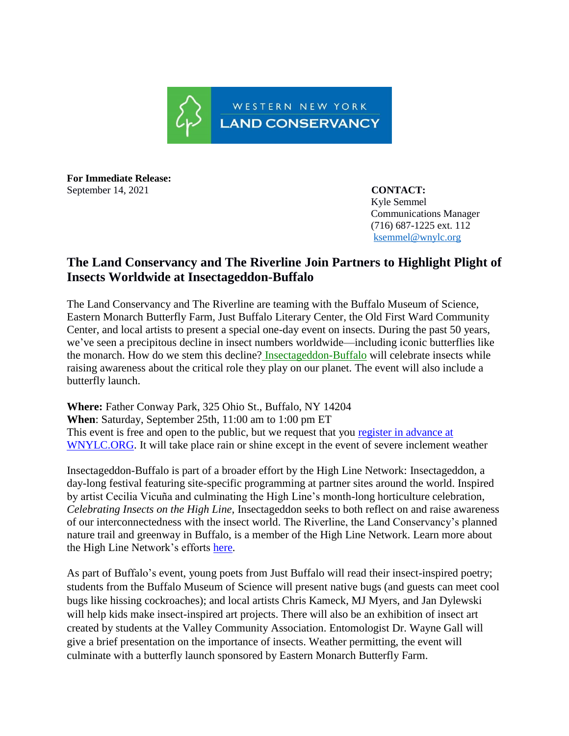WESTERN NEW YORK
LAND CONSERVANCY

**For Immediate Release:**
September 14, 2021

**CONTACT:**
Kyle Semmel
Communications Manager
(716) 687-1225 ext. 112
ksemmel@wnylc.org

## The Land Conservancy and The Riverline Join Partners to Highlight Plight of Insects Worldwide at Insectageddon-Buffalo

The Land Conservancy and The Riverline are teaming with the Buffalo Museum of Science, Eastern Monarch Butterfly Farm, Just Buffalo Literary Center, the Old First Ward Community Center, and local artists to present a special one-day event on insects. During the past 50 years, we've seen a precipitous decline in insect numbers worldwide—including iconic butterflies like the monarch. How do we stem this decline? Insectageddon-Buffalo will celebrate insects while raising awareness about the critical role they play on our planet. The event will also include a butterfly launch.

**Where:** Father Conway Park, 325 Ohio St., Buffalo, NY 14204
**When**: Saturday, September 25th, 11:00 am to 1:00 pm ET
This event is free and open to the public, but we request that you register in advance at WNYLC.ORG. It will take place rain or shine except in the event of severe inclement weather

Insectageddon-Buffalo is part of a broader effort by the High Line Network: Insectageddon, a day-long festival featuring site-specific programming at partner sites around the world. Inspired by artist Cecilia Vicuña and culminating the High Line's month-long horticulture celebration, *Celebrating Insects on the High Line,* Insectageddon seeks to both reflect on and raise awareness of our interconnectedness with the insect world. The Riverline, the Land Conservancy's planned nature trail and greenway in Buffalo, is a member of the High Line Network. Learn more about the High Line Network's efforts here.

As part of Buffalo's event, young poets from Just Buffalo will read their insect-inspired poetry; students from the Buffalo Museum of Science will present native bugs (and guests can meet cool bugs like hissing cockroaches); and local artists Chris Kameck, MJ Myers, and Jan Dylewski will help kids make insect-inspired art projects. There will also be an exhibition of insect art created by students at the Valley Community Association. Entomologist Dr. Wayne Gall will give a brief presentation on the importance of insects. Weather permitting, the event will culminate with a butterfly launch sponsored by Eastern Monarch Butterfly Farm.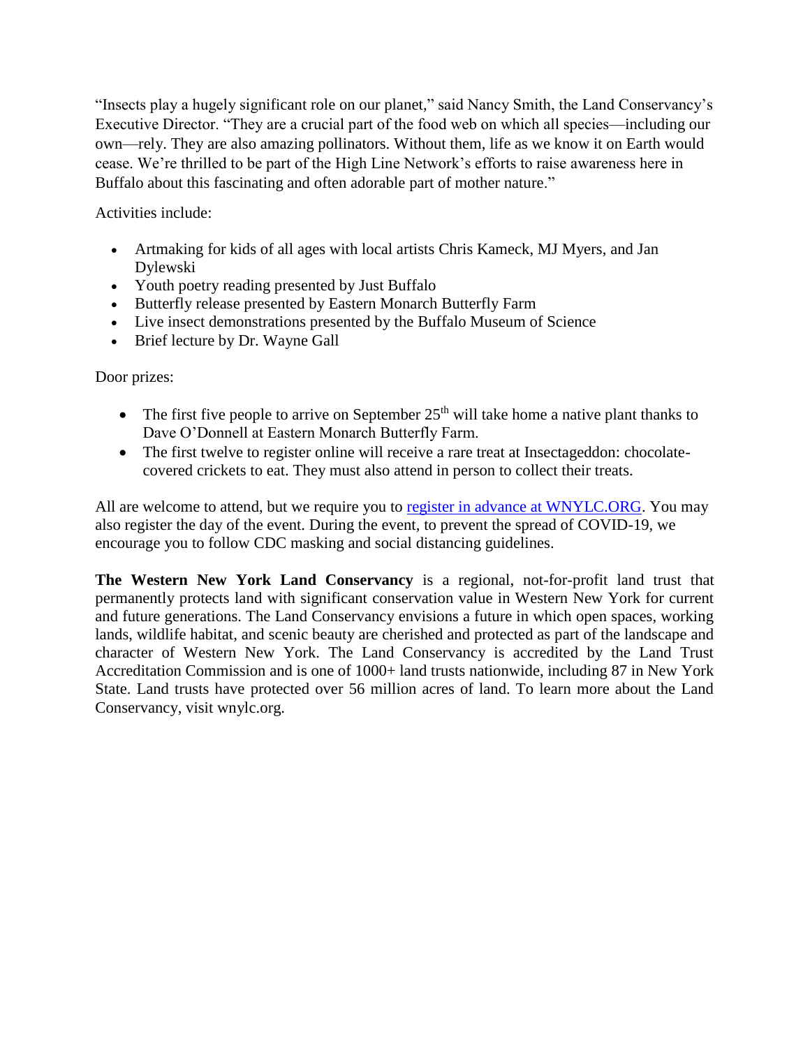"Insects play a hugely significant role on our planet," said Nancy Smith, the Land Conservancy's Executive Director. "They are a crucial part of the food web on which all species—including our own—rely. They are also amazing pollinators. Without them, life as we know it on Earth would cease. We're thrilled to be part of the High Line Network's efforts to raise awareness here in Buffalo about this fascinating and often adorable part of mother nature."

Activities include:

- Artmaking for kids of all ages with local artists Chris Kameck, MJ Myers, and Jan Dylewski
- Youth poetry reading presented by Just Buffalo
- Butterfly release presented by Eastern Monarch Butterfly Farm
- Live insect demonstrations presented by the Buffalo Museum of Science
- Brief lecture by Dr. Wayne Gall

Door prizes:

- The first five people to arrive on September 25th will take home a native plant thanks to Dave O'Donnell at Eastern Monarch Butterfly Farm.
- The first twelve to register online will receive a rare treat at Insectageddon: chocolate-covered crickets to eat. They must also attend in person to collect their treats.

All are welcome to attend, but we require you to [register in advance at WNYLC.ORG](). You may also register the day of the event. During the event, to prevent the spread of COVID-19, we encourage you to follow CDC masking and social distancing guidelines.

**The Western New York Land Conservancy** is a regional, not-for-profit land trust that permanently protects land with significant conservation value in Western New York for current and future generations. The Land Conservancy envisions a future in which open spaces, working lands, wildlife habitat, and scenic beauty are cherished and protected as part of the landscape and character of Western New York. The Land Conservancy is accredited by the Land Trust Accreditation Commission and is one of 1000+ land trusts nationwide, including 87 in New York State. Land trusts have protected over 56 million acres of land. To learn more about the Land Conservancy, visit wnylc.org.